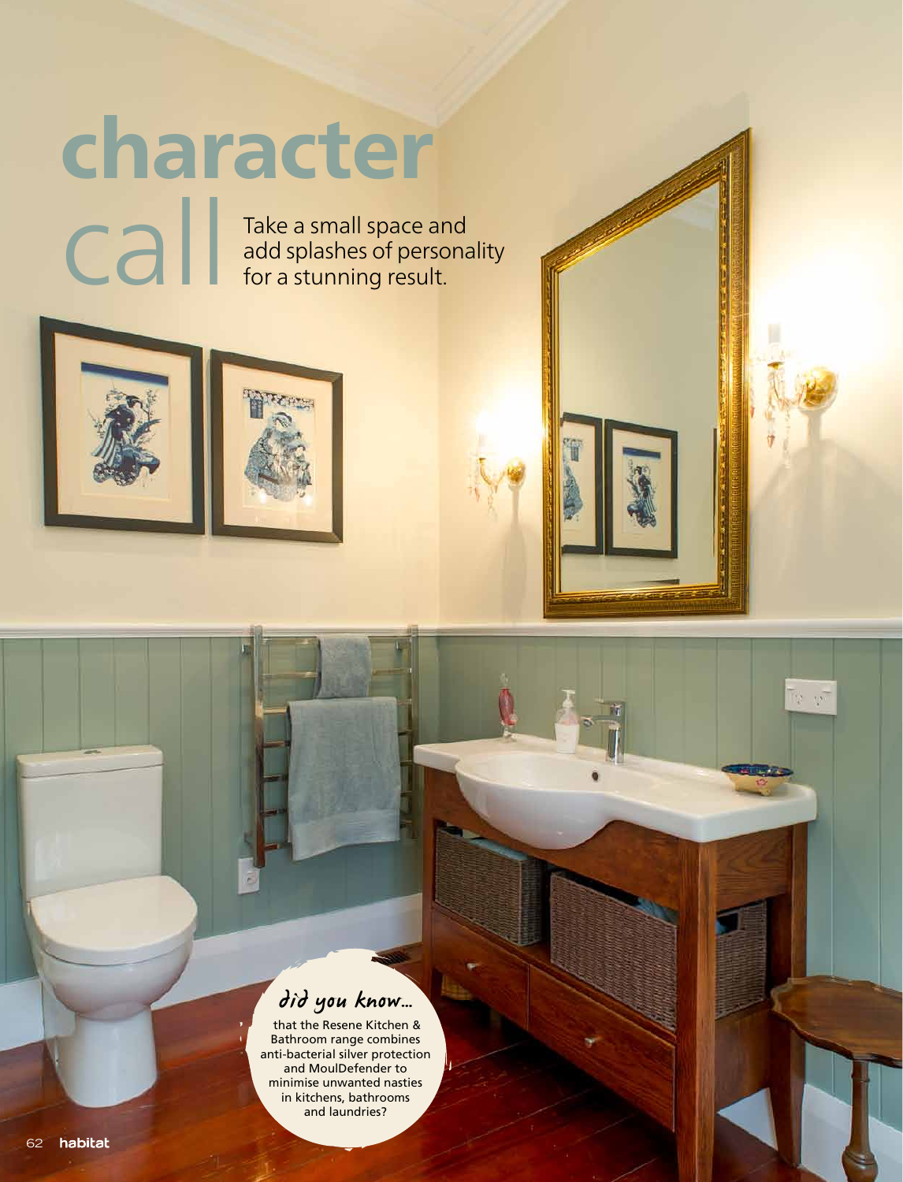# character call

Take a small space and add splashes of personality for a stunning result.

*did you know…*

that the Resene Kitchen & Bathroom range combines anti-bacterial silver protection and MoulDefender to minimise unwanted nasties in kitchens, bathrooms and laundries?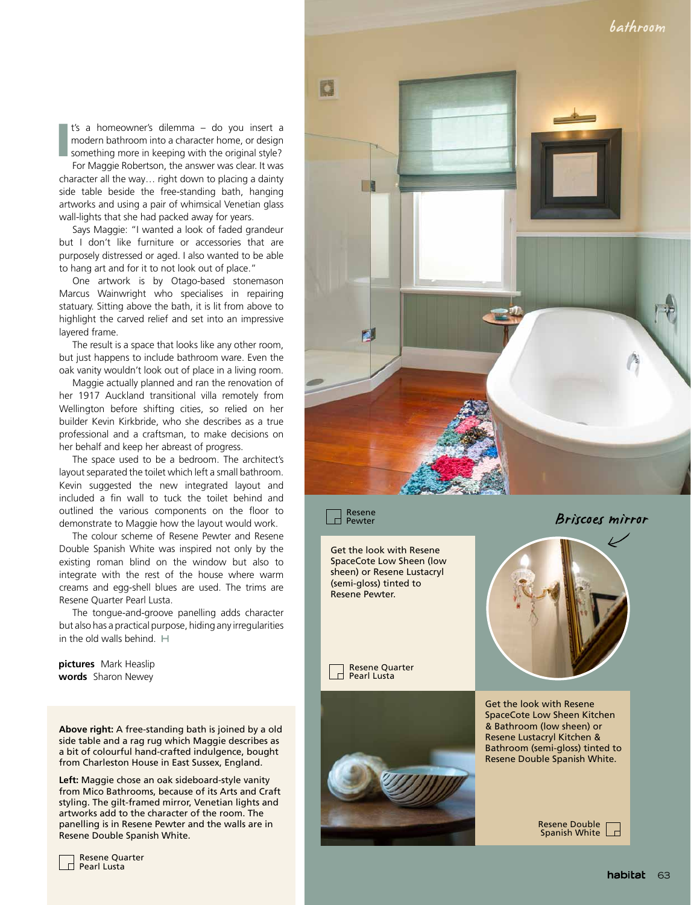It's a homeowner's dilemma – do you insert a modern bathroom into a character home, or design something more in keeping with the original style?

For Maggie Robertson, the answer was clear. It was character all the way… right down to placing a dainty side table beside the free-standing bath, hanging artworks and using a pair of whimsical Venetian glass wall-lights that she had packed away for years.

Says Maggie: "I wanted a look of faded grandeur but I don't like furniture or accessories that are purposely distressed or aged. I also wanted to be able to hang art and for it to not look out of place."

One artwork is by Otago-based stonemason Marcus Wainwright who specialises in repairing statuary. Sitting above the bath, it is lit from above to highlight the carved relief and set into an impressive layered frame.

The result is a space that looks like any other room, but just happens to include bathroom ware. Even the oak vanity wouldn't look out of place in a living room.

Maggie actually planned and ran the renovation of her 1917 Auckland transitional villa remotely from Wellington before shifting cities, so relied on her builder Kevin Kirkbride, who she describes as a true professional and a craftsman, to make decisions on her behalf and keep her abreast of progress.

The space used to be a bedroom. The architect's layout separated the toilet which left a small bathroom. Kevin suggested the new integrated layout and included a fin wall to tuck the toilet behind and outlined the various components on the floor to demonstrate to Maggie how the layout would work.

The colour scheme of Resene Pewter and Resene Double Spanish White was inspired not only by the existing roman blind on the window but also to integrate with the rest of the house where warm creams and egg-shell blues are used. The trims are Resene Quarter Pearl Lusta.

The tongue-and-groove panelling adds character but also has a practical purpose, hiding any irregularities in the old walls behind.

**pictures** Mark Heaslip
**words** Sharon Newey

**Above right:** A free-standing bath is joined by a old side table and a rag rug which Maggie describes as a bit of colourful hand-crafted indulgence, bought from Charleston House in East Sussex, England.

**Left:** Maggie chose an oak sideboard-style vanity from Mico Bathrooms, because of its Arts and Craft styling. The gilt-framed mirror, Venetian lights and artworks add to the character of the room. The panelling is in Resene Pewter and the walls are in Resene Double Spanish White.

Resene Quarter Pearl Lusta

Resene Pewter

Get the look with Resene SpaceCote Low Sheen (low sheen) or Resene Lustacryl (semi-gloss) tinted to Resene Pewter.

Resene Quarter Pearl Lusta

Briscoes mirror

Get the look with Resene SpaceCote Low Sheen Kitchen & Bathroom (low sheen) or Resene Lustacryl Kitchen & Bathroom (semi-gloss) tinted to Resene Double Spanish White.

Resene Double Spanish White